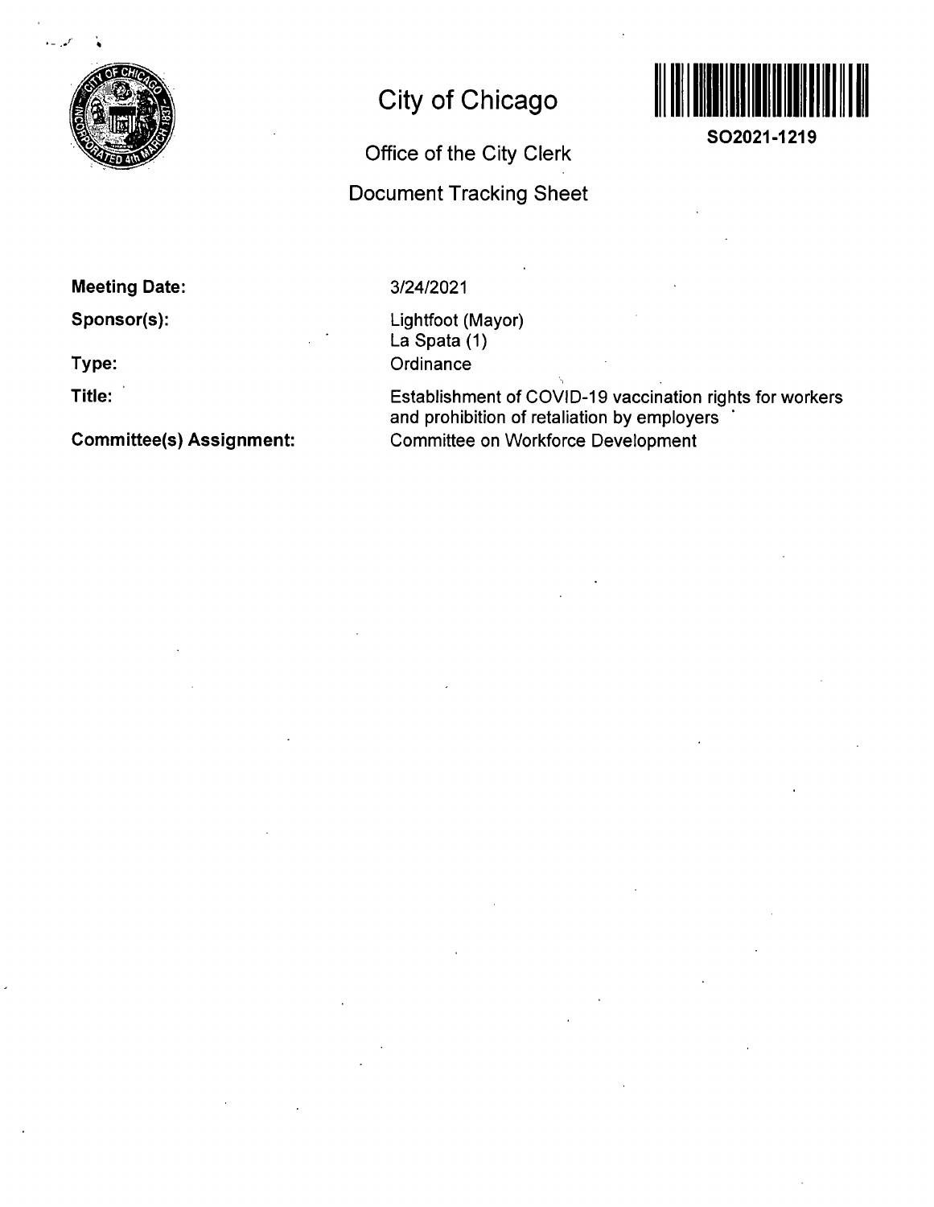# City of Chicago

## Office of the City Clerk

## Document Tracking Sheet

**SO2021-1219**

**Meeting Date:** 3/24/2021

**Sponsor(s):** Lightfoot (Mayor)
La Spata (1)

**Type:** Ordinance

**Title:** Establishment of COVID-19 vaccination rights for workers and prohibition of retaliation by employers

**Committee(s) Assignment:** Committee on Workforce Development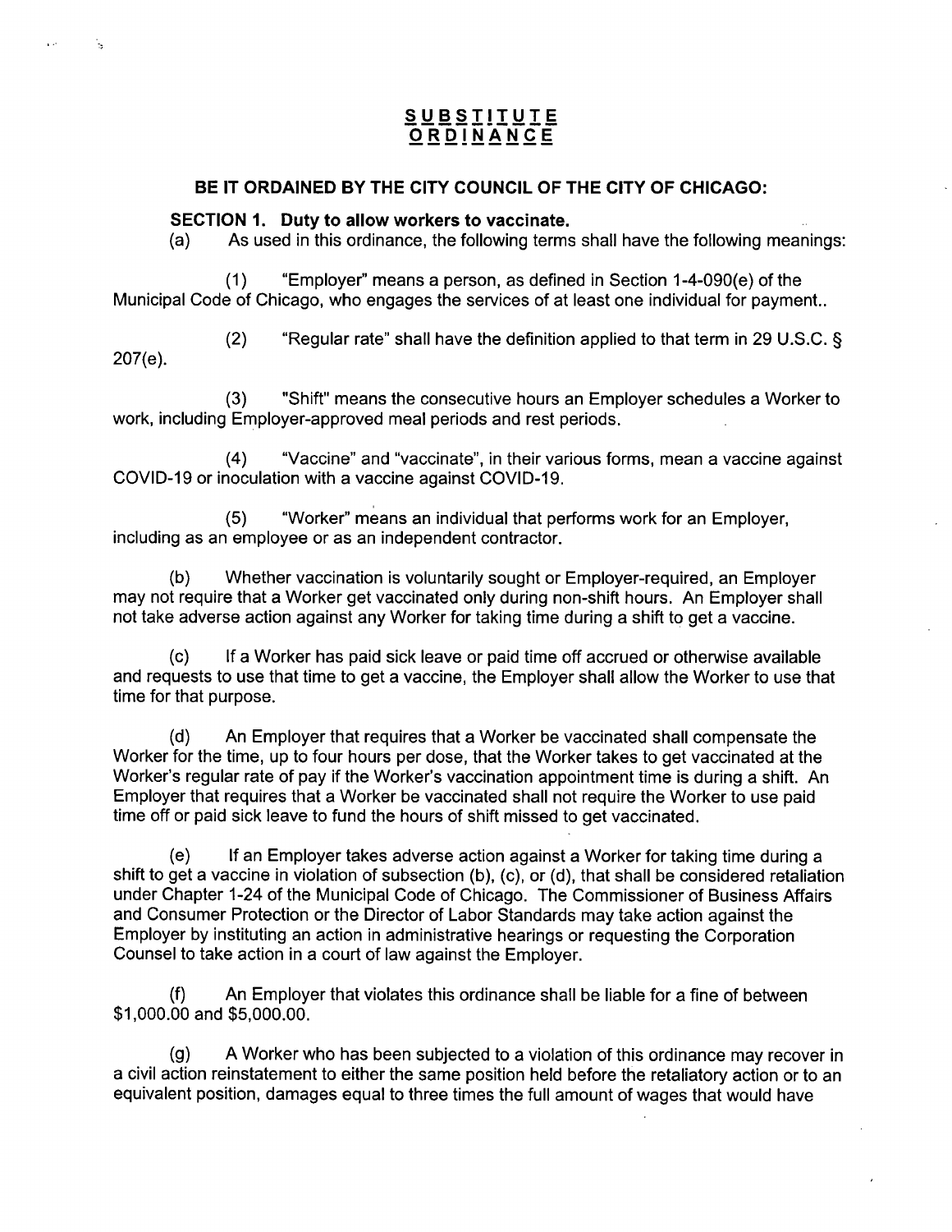**SUBSTITUTE ORDINANCE**

**BE IT ORDAINED BY THE CITY COUNCIL OF THE CITY OF CHICAGO:**

**SECTION 1. Duty to allow workers to vaccinate.**

(a) As used in this ordinance, the following terms shall have the following meanings:

(1) "Employer" means a person, as defined in Section 1-4-090(e) of the Municipal Code of Chicago, who engages the services of at least one individual for payment..

(2) "Regular rate" shall have the definition applied to that term in 29 U.S.C. § 207(e).

(3) "Shift" means the consecutive hours an Employer schedules a Worker to work, including Employer-approved meal periods and rest periods.

(4) "Vaccine" and "vaccinate", in their various forms, mean a vaccine against COVID-19 or inoculation with a vaccine against COVID-19.

(5) "Worker" means an individual that performs work for an Employer, including as an employee or as an independent contractor.

(b) Whether vaccination is voluntarily sought or Employer-required, an Employer may not require that a Worker get vaccinated only during non-shift hours. An Employer shall not take adverse action against any Worker for taking time during a shift to get a vaccine.

(c) If a Worker has paid sick leave or paid time off accrued or otherwise available and requests to use that time to get a vaccine, the Employer shall allow the Worker to use that time for that purpose.

(d) An Employer that requires that a Worker be vaccinated shall compensate the Worker for the time, up to four hours per dose, that the Worker takes to get vaccinated at the Worker's regular rate of pay if the Worker's vaccination appointment time is during a shift. An Employer that requires that a Worker be vaccinated shall not require the Worker to use paid time off or paid sick leave to fund the hours of shift missed to get vaccinated.

(e) If an Employer takes adverse action against a Worker for taking time during a shift to get a vaccine in violation of subsection (b), (c), or (d), that shall be considered retaliation under Chapter 1-24 of the Municipal Code of Chicago. The Commissioner of Business Affairs and Consumer Protection or the Director of Labor Standards may take action against the Employer by instituting an action in administrative hearings or requesting the Corporation Counsel to take action in a court of law against the Employer.

(f) An Employer that violates this ordinance shall be liable for a fine of between $1,000.00 and $5,000.00.

(g) A Worker who has been subjected to a violation of this ordinance may recover in a civil action reinstatement to either the same position held before the retaliatory action or to an equivalent position, damages equal to three times the full amount of wages that would have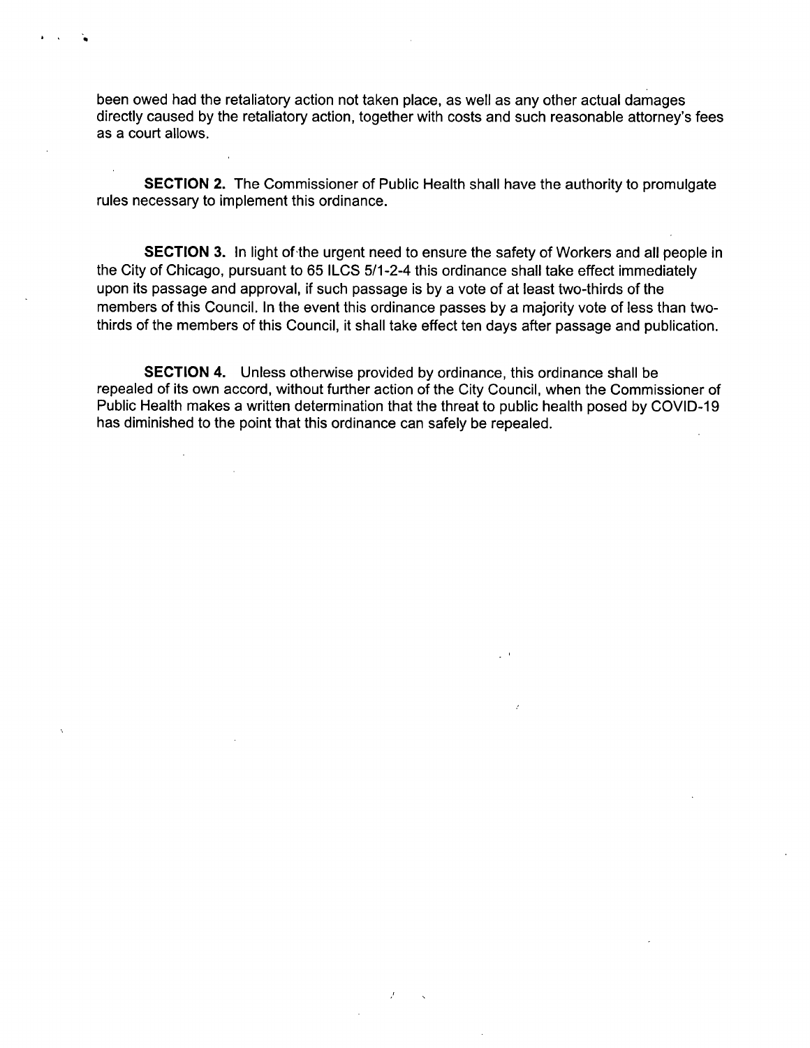been owed had the retaliatory action not taken place, as well as any other actual damages directly caused by the retaliatory action, together with costs and such reasonable attorney's fees as a court allows.

**SECTION 2.** The Commissioner of Public Health shall have the authority to promulgate rules necessary to implement this ordinance.

**SECTION 3.** In light of the urgent need to ensure the safety of Workers and all people in the City of Chicago, pursuant to 65 ILCS 5/1-2-4 this ordinance shall take effect immediately upon its passage and approval, if such passage is by a vote of at least two-thirds of the members of this Council. In the event this ordinance passes by a majority vote of less than two-thirds of the members of this Council, it shall take effect ten days after passage and publication.

**SECTION 4.** Unless otherwise provided by ordinance, this ordinance shall be repealed of its own accord, without further action of the City Council, when the Commissioner of Public Health makes a written determination that the threat to public health posed by COVID-19 has diminished to the point that this ordinance can safely be repealed.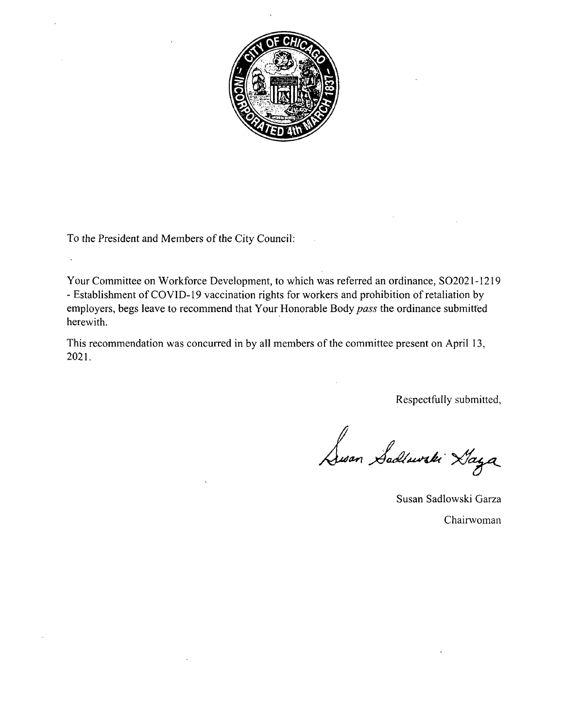To the President and Members of the City Council:

Your Committee on Workforce Development, to which was referred an ordinance, SO2021-1219 - Establishment of COVID-19 vaccination rights for workers and prohibition of retaliation by employers, begs leave to recommend that Your Honorable Body *pass* the ordinance submitted herewith.

This recommendation was concurred in by all members of the committee present on April 13, 2021.

Respectfully submitted,

Susan Sadlowski Garza

Chairwoman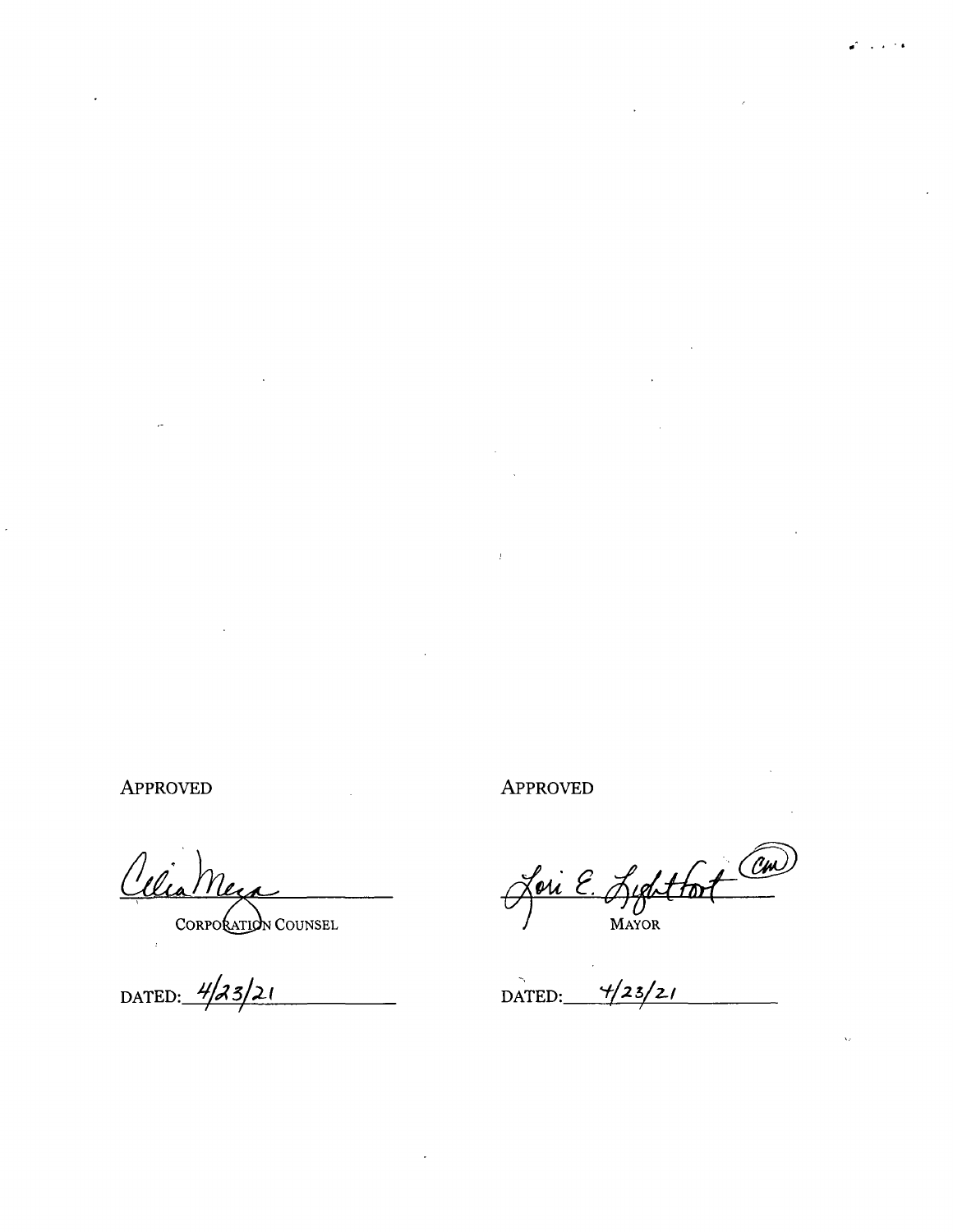APPROVED

Celia Meza

CORPORATION COUNSEL

DATED: 4/23/21

APPROVED

Lori E. Lightfoot (CM)

MAYOR

DATED: 4/23/21